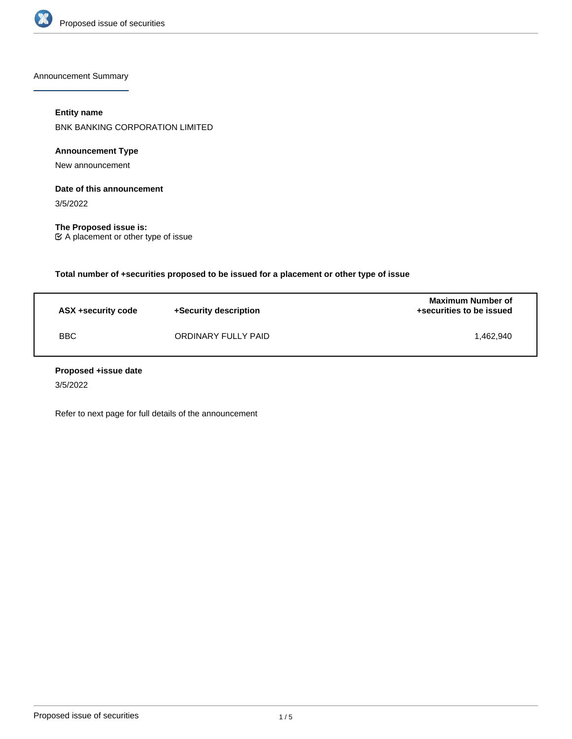## Announcement Summary

**Entity name**

BNK BANKING CORPORATION LIMITED

**Announcement Type**

New announcement

**Date of this announcement**

3/5/2022

**The Proposed issue is:**

☑ A placement or other type of issue

**Total number of +securities proposed to be issued for a placement or other type of issue**

| ASX +security code | +Security description | Maximum Number of +securities to be issued |
|---|---|---|
| BBC | ORDINARY FULLY PAID | 1,462,940 |

**Proposed +issue date**

3/5/2022

Refer to next page for full details of the announcement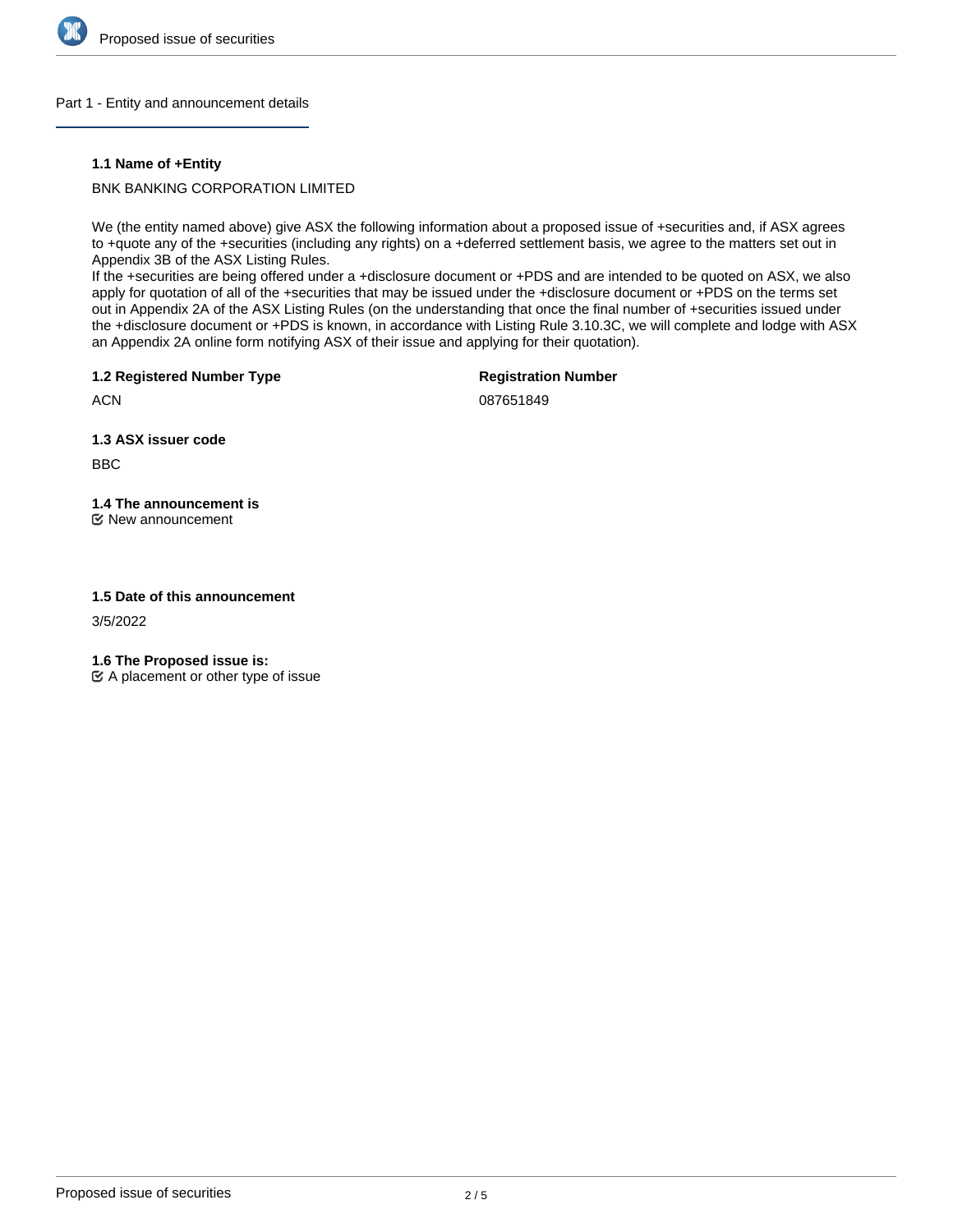## Part 1 - Entity and announcement details

**1.1 Name of +Entity**

BNK BANKING CORPORATION LIMITED

We (the entity named above) give ASX the following information about a proposed issue of +securities and, if ASX agrees to +quote any of the +securities (including any rights) on a +deferred settlement basis, we agree to the matters set out in Appendix 3B of the ASX Listing Rules.
If the +securities are being offered under a +disclosure document or +PDS and are intended to be quoted on ASX, we also apply for quotation of all of the +securities that may be issued under the +disclosure document or +PDS on the terms set out in Appendix 2A of the ASX Listing Rules (on the understanding that once the final number of +securities issued under the +disclosure document or +PDS is known, in accordance with Listing Rule 3.10.3C, we will complete and lodge with ASX an Appendix 2A online form notifying ASX of their issue and applying for their quotation).

**1.2 Registered Number Type**

ACN

**Registration Number**

087651849

**1.3 ASX issuer code**

BBC

**1.4 The announcement is**

☑ New announcement

**1.5 Date of this announcement**

3/5/2022

**1.6 The Proposed issue is:**

☑ A placement or other type of issue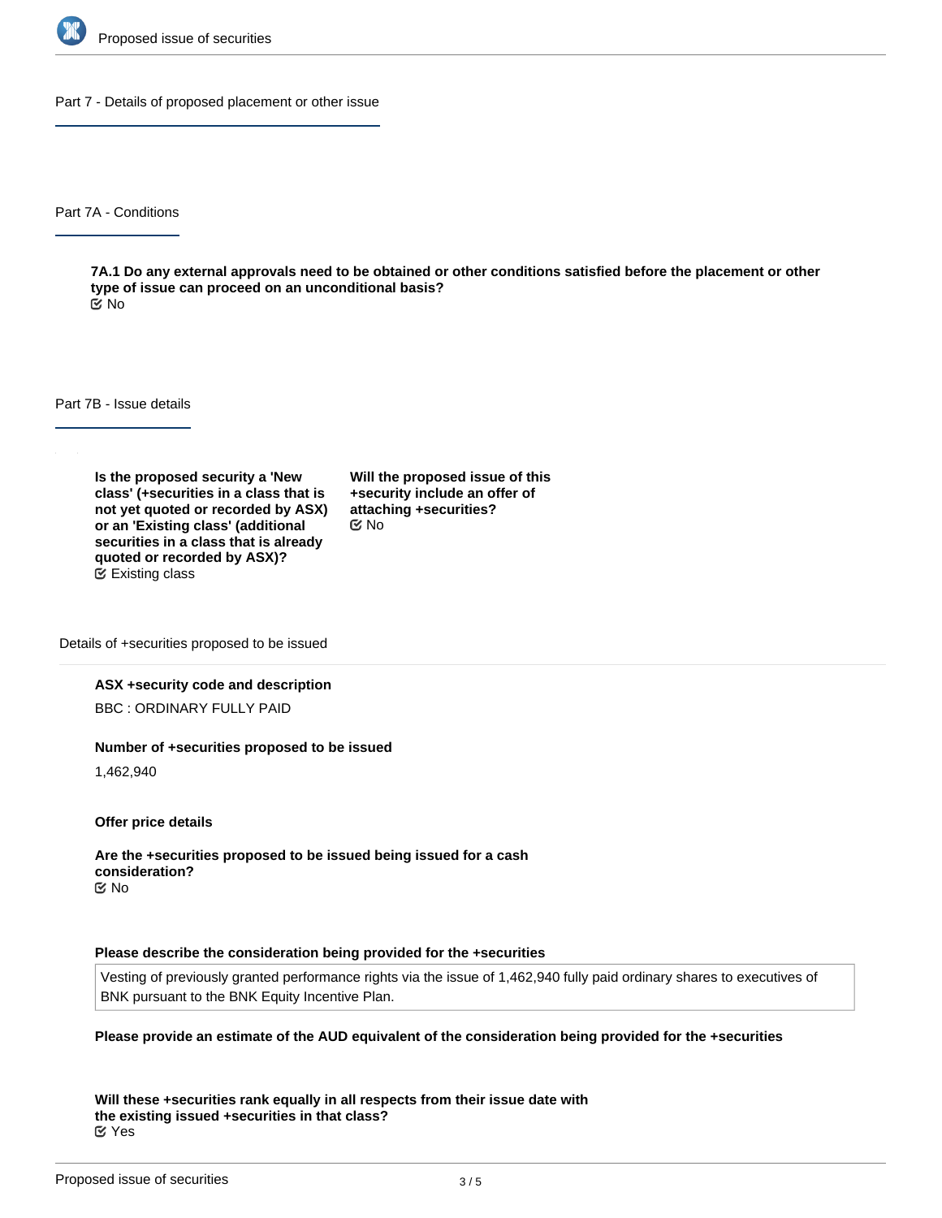## Part 7 - Details of proposed placement or other issue

### Part 7A - Conditions

**7A.1 Do any external approvals need to be obtained or other conditions satisfied before the placement or other type of issue can proceed on an unconditional basis?**
No

### Part 7B - Issue details

**Is the proposed security a 'New class' (+securities in a class that is not yet quoted or recorded by ASX) or an 'Existing class' (additional securities in a class that is already quoted or recorded by ASX)?**
Existing class

**Will the proposed issue of this +security include an offer of attaching +securities?**
No

Details of +securities proposed to be issued

**ASX +security code and description**

BBC : ORDINARY FULLY PAID

**Number of +securities proposed to be issued**

1,462,940

**Offer price details**

**Are the +securities proposed to be issued being issued for a cash consideration?**
No

**Please describe the consideration being provided for the +securities**

Vesting of previously granted performance rights via the issue of 1,462,940 fully paid ordinary shares to executives of BNK pursuant to the BNK Equity Incentive Plan.

**Please provide an estimate of the AUD equivalent of the consideration being provided for the +securities**

**Will these +securities rank equally in all respects from their issue date with the existing issued +securities in that class?**
Yes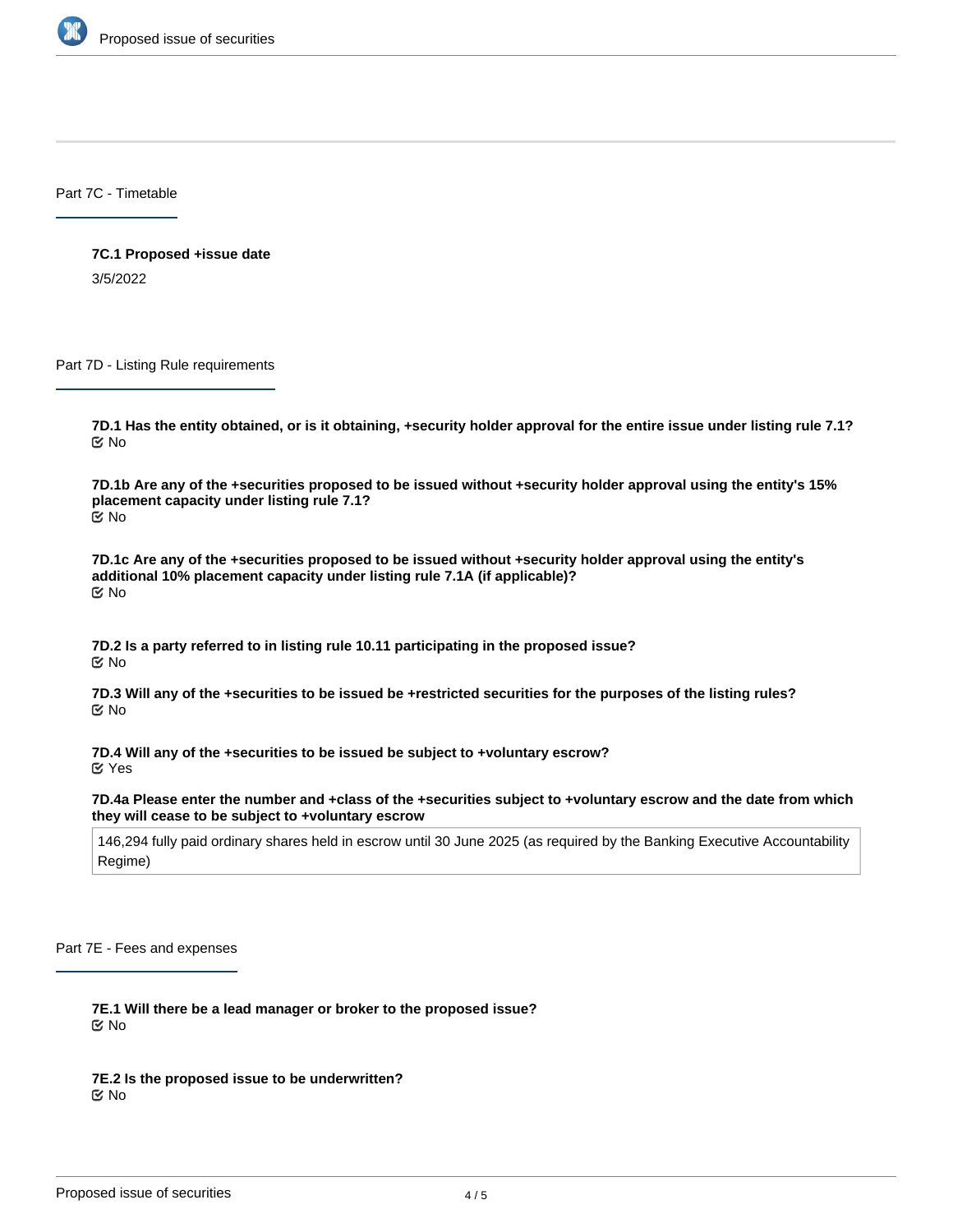## Part 7C - Timetable

**7C.1 Proposed +issue date**

3/5/2022

## Part 7D - Listing Rule requirements

**7D.1 Has the entity obtained, or is it obtaining, +security holder approval for the entire issue under listing rule 7.1?**

No

**7D.1b Are any of the +securities proposed to be issued without +security holder approval using the entity's 15% placement capacity under listing rule 7.1?**

No

**7D.1c Are any of the +securities proposed to be issued without +security holder approval using the entity's additional 10% placement capacity under listing rule 7.1A (if applicable)?**

No

**7D.2 Is a party referred to in listing rule 10.11 participating in the proposed issue?**

No

**7D.3 Will any of the +securities to be issued be +restricted securities for the purposes of the listing rules?**

No

**7D.4 Will any of the +securities to be issued be subject to +voluntary escrow?**

Yes

**7D.4a Please enter the number and +class of the +securities subject to +voluntary escrow and the date from which they will cease to be subject to +voluntary escrow**

146,294 fully paid ordinary shares held in escrow until 30 June 2025 (as required by the Banking Executive Accountability Regime)

## Part 7E - Fees and expenses

**7E.1 Will there be a lead manager or broker to the proposed issue?**

No

**7E.2 Is the proposed issue to be underwritten?**

No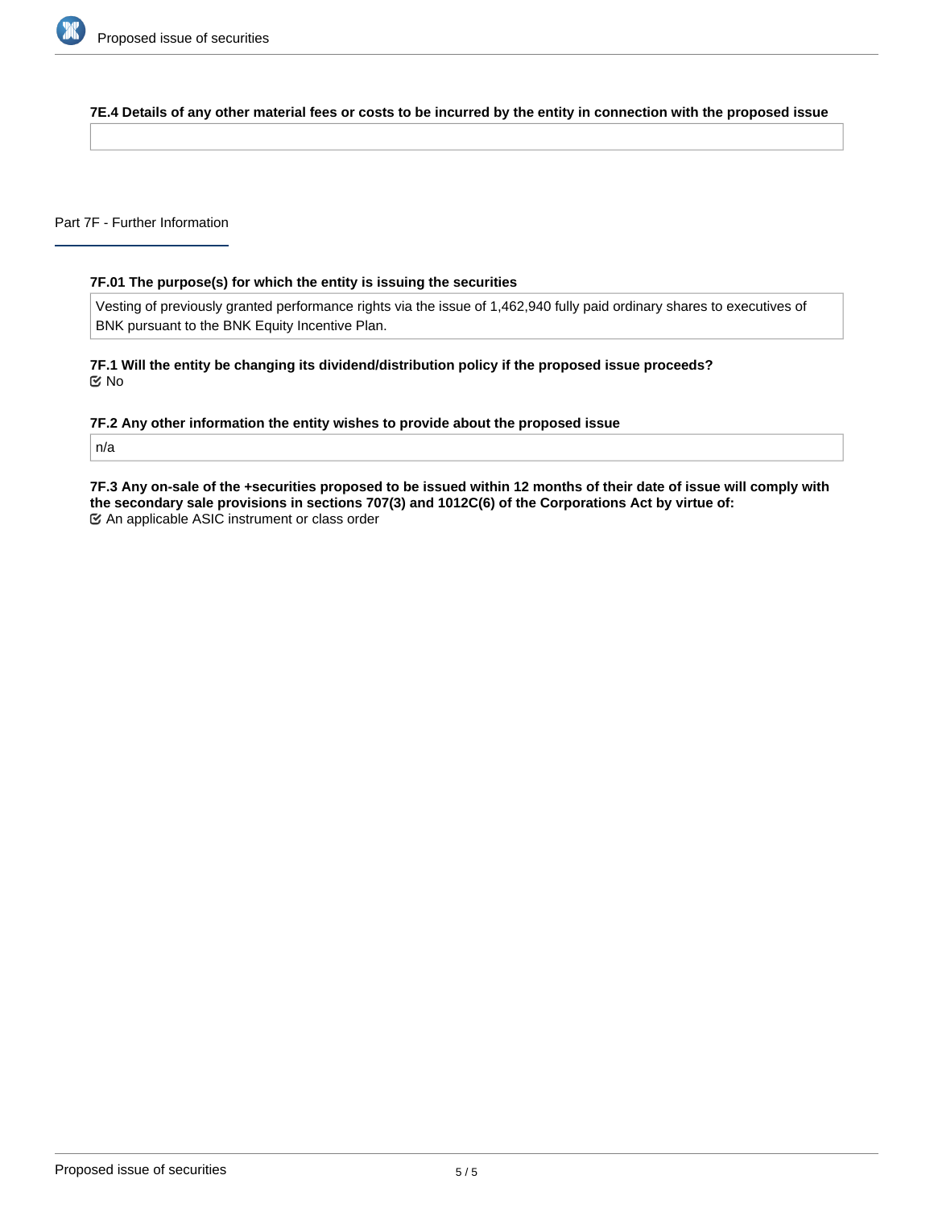**7E.4 Details of any other material fees or costs to be incurred by the entity in connection with the proposed issue**

## Part 7F - Further Information

**7F.01 The purpose(s) for which the entity is issuing the securities**

Vesting of previously granted performance rights via the issue of 1,462,940 fully paid ordinary shares to executives of BNK pursuant to the BNK Equity Incentive Plan.

**7F.1 Will the entity be changing its dividend/distribution policy if the proposed issue proceeds?**

☑ No

**7F.2 Any other information the entity wishes to provide about the proposed issue**

n/a

**7F.3 Any on-sale of the +securities proposed to be issued within 12 months of their date of issue will comply with the secondary sale provisions in sections 707(3) and 1012C(6) of the Corporations Act by virtue of:**

☑ An applicable ASIC instrument or class order